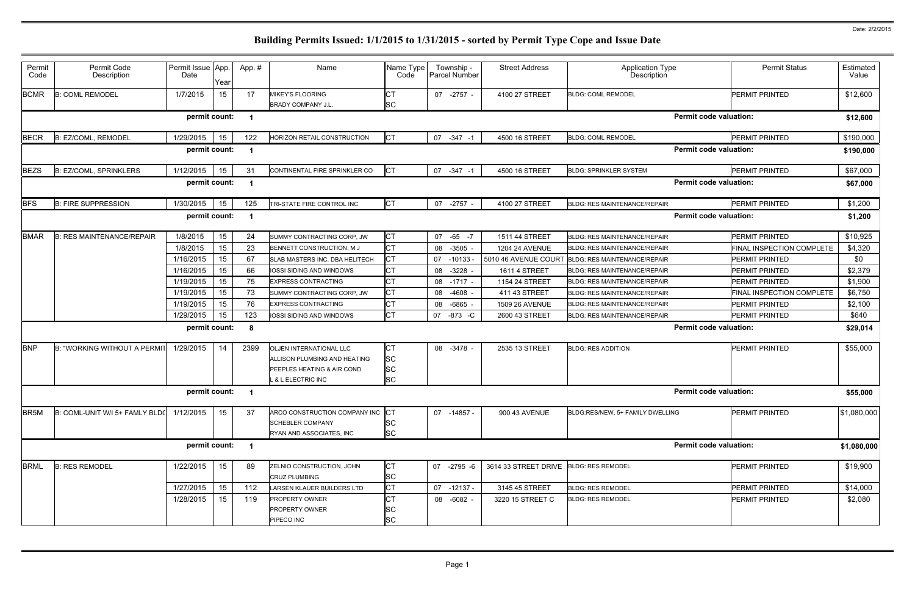Date: 2/2/2015

# Building Permits Issued: 1/1/2015 to 1/31/2015 - sorted by Permit Type Cope and Issue Date

| Permit Code | Permit Code Description | Permit Issue Date | App. Year | App. # | Name | Name Type Code | Township - Parcel Number | Street Address | Application Type Description | Permit Status | Estimated Value |
|---|---|---|---|---|---|---|---|---|---|---|---|
| BCMR | B: COML REMODEL | 1/7/2015 | 15 | 17 | MIKEY'S FLOORING | CT | 07 -2757 - | 4100 27 STREET | BLDG: COML REMODEL | PERMIT PRINTED | $12,600 |
| | | | | | BRADY COMPANY J.L. | SC | | | | | |
| | | permit count: | | 1 | | | | | Permit code valuation: | | $12,600 |
| BECR | B: EZ/COML, REMODEL | 1/29/2015 | 15 | 122 | HORIZON RETAIL CONSTRUCTION | CT | 07 -347 -1 | 4500 16 STREET | BLDG: COML REMODEL | PERMIT PRINTED | $190,000 |
| | | permit count: | | 1 | | | | | Permit code valuation: | | $190,000 |
| BEZS | B: EZ/COML, SPRINKLERS | 1/12/2015 | 15 | 31 | CONTINENTAL FIRE SPRINKLER CO | CT | 07 -347 -1 | 4500 16 STREET | BLDG: SPRINKLER SYSTEM | PERMIT PRINTED | $67,000 |
| | | permit count: | | 1 | | | | | Permit code valuation: | | $67,000 |
| BFS | B: FIRE SUPPRESSION | 1/30/2015 | 15 | 125 | TRI-STATE FIRE CONTROL INC | CT | 07 -2757 - | 4100 27 STREET | BLDG: RES MAINTENANCE/REPAIR | PERMIT PRINTED | $1,200 |
| | | permit count: | | 1 | | | | | Permit code valuation: | | $1,200 |
| BMAR | B: RES MAINTENANCE/REPAIR | 1/8/2015 | 15 | 24 | SUMMY CONTRACTING CORP, JW | CT | 07 -65 -7 | 1511 44 STREET | BLDG: RES MAINTENANCE/REPAIR | PERMIT PRINTED | $10,925 |
| | | 1/8/2015 | 15 | 23 | BENNETT CONSTRUCTION, M J | CT | 08 -3505 - | 1204 24 AVENUE | BLDG: RES MAINTENANCE/REPAIR | FINAL INSPECTION COMPLETE | $4,320 |
| | | 1/16/2015 | 15 | 67 | SLAB MASTERS INC. DBA HELITECH | CT | 07 -10133 - | 5010 46 AVENUE COURT | BLDG: RES MAINTENANCE/REPAIR | PERMIT PRINTED | $0 |
| | | 1/16/2015 | 15 | 66 | IOSSI SIDING AND WINDOWS | CT | 08 -3228 - | 1611 4 STREET | BLDG: RES MAINTENANCE/REPAIR | PERMIT PRINTED | $2,379 |
| | | 1/19/2015 | 15 | 75 | EXPRESS CONTRACTING | CT | 08 -1717 - | 1154 24 STREET | BLDG: RES MAINTENANCE/REPAIR | PERMIT PRINTED | $1,900 |
| | | 1/19/2015 | 15 | 73 | SUMMY CONTRACTING CORP, JW | CT | 08 -4608 - | 411 43 STREET | BLDG: RES MAINTENANCE/REPAIR | FINAL INSPECTION COMPLETE | $6,750 |
| | | 1/19/2015 | 15 | 76 | EXPRESS CONTRACTING | CT | 08 -6865 - | 1509 26 AVENUE | BLDG: RES MAINTENANCE/REPAIR | PERMIT PRINTED | $2,100 |
| | | 1/29/2015 | 15 | 123 | IOSSI SIDING AND WINDOWS | CT | 07 -873 -C | 2600 43 STREET | BLDG: RES MAINTENANCE/REPAIR | PERMIT PRINTED | $640 |
| | | permit count: | | 8 | | | | | Permit code valuation: | | $29,014 |
| BNP | B: "WORKING WITHOUT A PERMIT | 1/29/2015 | 14 | 2399 | OLJEN INTERNATIONAL LLC | CT | 08 -3478 - | 2535 13 STREET | BLDG: RES ADDITION | PERMIT PRINTED | $55,000 |
| | | | | | ALLISON PLUMBING AND HEATING | SC | | | | | |
| | | | | | PEEPLES HEATING & AIR COND | SC | | | | | |
| | | | | | L & L ELECTRIC INC | SC | | | | | |
| | | permit count: | | 1 | | | | | Permit code valuation: | | $55,000 |
| BR5M | B: COML-UNIT W/I 5+ FAMLY BLDG | 1/12/2015 | 15 | 37 | ARCO CONSTRUCTION COMPANY INC | CT | 07 -14857 - | 900 43 AVENUE | BLDG:RES/NEW, 5+ FAMILY DWELLING | PERMIT PRINTED | $1,080,000 |
| | | | | | SCHEBLER COMPANY | SC | | | | | |
| | | | | | RYAN AND ASSOCIATES, INC | SC | | | | | |
| | | permit count: | | 1 | | | | | Permit code valuation: | | $1,080,000 |
| BRML | B: RES REMODEL | 1/22/2015 | 15 | 89 | ZELNIO CONSTRUCTION, JOHN | CT | 07 -2795 -6 | 3614 33 STREET DRIVE | BLDG: RES REMODEL | PERMIT PRINTED | $19,900 |
| | | | | | CRUZ PLUMBING | SC | | | | | |
| | | 1/27/2015 | 15 | 112 | LARSEN KLAUER BUILDERS LTD | CT | 07 -12137 - | 3145 45 STREET | BLDG: RES REMODEL | PERMIT PRINTED | $14,000 |
| | | 1/28/2015 | 15 | 119 | PROPERTY OWNER | CT | 08 -6082 - | 3220 15 STREET C | BLDG: RES REMODEL | PERMIT PRINTED | $2,080 |
| | | | | | PROPERTY OWNER | SC | | | | | |
| | | | | | PIPECO INC | SC | | | | | |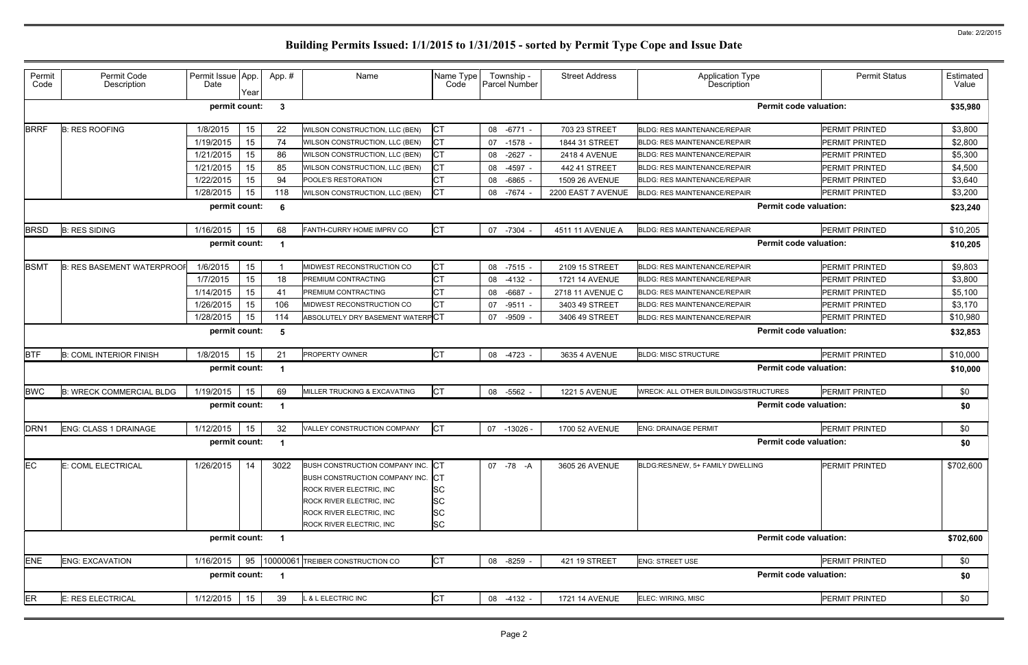# Building Permits Issued: 1/1/2015 to 1/31/2015 - sorted by Permit Type Cope and Issue Date

Date: 2/2/2015

| Permit Code | Permit Code Description | Permit Issue Date | App. Year | App. # | Name | Name Type Code | Township - Parcel Number | Street Address | Application Type Description | Permit Status | Estimated Value |
|---|---|---|---|---|---|---|---|---|---|---|---|
| | | permit count: | | 3 | | | | | Permit code valuation: | | $35,980 |
| BRRF | B: RES ROOFING | 1/8/2015 | 15 | 22 | WILSON CONSTRUCTION, LLC (BEN) | CT | 08 -6771 - | 703 23 STREET | BLDG: RES MAINTENANCE/REPAIR | PERMIT PRINTED | $3,800 |
| | | 1/19/2015 | 15 | 74 | WILSON CONSTRUCTION, LLC (BEN) | CT | 07 -1578 - | 1844 31 STREET | BLDG: RES MAINTENANCE/REPAIR | PERMIT PRINTED | $2,800 |
| | | 1/21/2015 | 15 | 86 | WILSON CONSTRUCTION, LLC (BEN) | CT | 08 -2627 - | 2418 4 AVENUE | BLDG: RES MAINTENANCE/REPAIR | PERMIT PRINTED | $5,300 |
| | | 1/21/2015 | 15 | 85 | WILSON CONSTRUCTION, LLC (BEN) | CT | 08 -4597 - | 442 41 STREET | BLDG: RES MAINTENANCE/REPAIR | PERMIT PRINTED | $4,500 |
| | | 1/22/2015 | 15 | 94 | POOLE'S RESTORATION | CT | 08 -6865 - | 1509 26 AVENUE | BLDG: RES MAINTENANCE/REPAIR | PERMIT PRINTED | $3,640 |
| | | 1/28/2015 | 15 | 118 | WILSON CONSTRUCTION, LLC (BEN) | CT | 08 -7674 - | 2200 EAST 7 AVENUE | BLDG: RES MAINTENANCE/REPAIR | PERMIT PRINTED | $3,200 |
| | | permit count: | | 6 | | | | | Permit code valuation: | | $23,240 |
| BRSD | B: RES SIDING | 1/16/2015 | 15 | 68 | FANTH-CURRY HOME IMPRV CO | CT | 07 -7304 - | 4511 11 AVENUE A | BLDG: RES MAINTENANCE/REPAIR | PERMIT PRINTED | $10,205 |
| | | permit count: | | 1 | | | | | Permit code valuation: | | $10,205 |
| BSMT | B: RES BASEMENT WATERPROOF | 1/6/2015 | 15 | 1 | MIDWEST RECONSTRUCTION CO | CT | 08 -7515 - | 2109 15 STREET | BLDG: RES MAINTENANCE/REPAIR | PERMIT PRINTED | $9,803 |
| | | 1/7/2015 | 15 | 18 | PREMIUM CONTRACTING | CT | 08 -4132 - | 1721 14 AVENUE | BLDG: RES MAINTENANCE/REPAIR | PERMIT PRINTED | $3,800 |
| | | 1/14/2015 | 15 | 41 | PREMIUM CONTRACTING | CT | 08 -6687 - | 2718 11 AVENUE C | BLDG: RES MAINTENANCE/REPAIR | PERMIT PRINTED | $5,100 |
| | | 1/26/2015 | 15 | 106 | MIDWEST RECONSTRUCTION CO | CT | 07 -9511 - | 3403 49 STREET | BLDG: RES MAINTENANCE/REPAIR | PERMIT PRINTED | $3,170 |
| | | 1/28/2015 | 15 | 114 | ABSOLUTELY DRY BASEMENT WATERP | CT | 07 -9509 - | 3406 49 STREET | BLDG: RES MAINTENANCE/REPAIR | PERMIT PRINTED | $10,980 |
| | | permit count: | | 5 | | | | | Permit code valuation: | | $32,853 |
| BTF | B: COML INTERIOR FINISH | 1/8/2015 | 15 | 21 | PROPERTY OWNER | CT | 08 -4723 - | 3635 4 AVENUE | BLDG: MISC STRUCTURE | PERMIT PRINTED | $10,000 |
| | | permit count: | | 1 | | | | | Permit code valuation: | | $10,000 |
| BWC | B: WRECK COMMERCIAL BLDG | 1/19/2015 | 15 | 69 | MILLER TRUCKING & EXCAVATING | CT | 08 -5562 - | 1221 5 AVENUE | WRECK: ALL OTHER BUILDINGS/STRUCTURES | PERMIT PRINTED | $0 |
| | | permit count: | | 1 | | | | | Permit code valuation: | | $0 |
| DRN1 | ENG: CLASS 1 DRAINAGE | 1/12/2015 | 15 | 32 | VALLEY CONSTRUCTION COMPANY | CT | 07 -13026 - | 1700 52 AVENUE | ENG: DRAINAGE PERMIT | PERMIT PRINTED | $0 |
| | | permit count: | | 1 | | | | | Permit code valuation: | | $0 |
| EC | E: COML ELECTRICAL | 1/26/2015 | 14 | 3022 | BUSH CONSTRUCTION COMPANY INC. | CT | 07 -78 -A | 3605 26 AVENUE | BLDG:RES/NEW, 5+ FAMILY DWELLING | PERMIT PRINTED | $702,600 |
| | | | | | BUSH CONSTRUCTION COMPANY INC. | CT | | | | | |
| | | | | | ROCK RIVER ELECTRIC, INC | SC | | | | | |
| | | | | | ROCK RIVER ELECTRIC, INC | SC | | | | | |
| | | | | | ROCK RIVER ELECTRIC, INC | SC | | | | | |
| | | | | | ROCK RIVER ELECTRIC, INC | SC | | | | | |
| | | permit count: | | 1 | | | | | Permit code valuation: | | $702,600 |
| ENE | ENG: EXCAVATION | 1/16/2015 | 95 | 10000061 | TREIBER CONSTRUCTION CO | CT | 08 -8259 - | 421 19 STREET | ENG: STREET USE | PERMIT PRINTED | $0 |
| | | permit count: | | 1 | | | | | Permit code valuation: | | $0 |
| ER | E: RES ELECTRICAL | 1/12/2015 | 15 | 39 | L & L ELECTRIC INC | CT | 08 -4132 - | 1721 14 AVENUE | ELEC: WIRING, MISC | PERMIT PRINTED | $0 |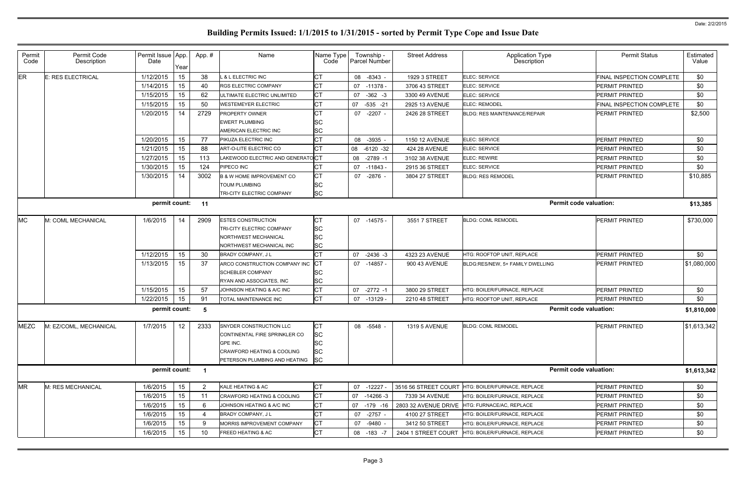# Building Permits Issued: 1/1/2015 to 1/31/2015 - sorted by Permit Type Cope and Issue Date

Date: 2/2/2015

| Permit Code | Permit Code Description | Permit Issue Date | App. Year | App. # | Name | Name Type Code | Township - Parcel Number | Street Address | Application Type Description | Permit Status | Estimated Value |
|---|---|---|---|---|---|---|---|---|---|---|---|
| ER | E: RES ELECTRICAL | 1/12/2015 | 15 | 38 | L & L ELECTRIC INC | CT | 08 -8343 - | 1929 3 STREET | ELEC: SERVICE | FINAL INSPECTION COMPLETE | $0 |
| | | 1/14/2015 | 15 | 40 | RGS ELECTRIC COMPANY | CT | 07 -11378 - | 3706 43 STREET | ELEC: SERVICE | PERMIT PRINTED | $0 |
| | | 1/15/2015 | 15 | 62 | ULTIMATE ELECTRIC UNLIMITED | CT | 07 -362 -3 | 3300 49 AVENUE | ELEC: SERVICE | PERMIT PRINTED | $0 |
| | | 1/15/2015 | 15 | 50 | WESTEMEYER ELECTRIC | CT | 07 -535 -21 | 2925 13 AVENUE | ELEC: REMODEL | FINAL INSPECTION COMPLETE | $0 |
| | | 1/20/2015 | 14 | 2729 | PROPERTY OWNER | CT | 07 -2207 - | 2426 28 STREET | BLDG: RES MAINTENANCE/REPAIR | PERMIT PRINTED | $2,500 |
| | | | | | EWERT PLUMBING | SC | | | | | |
| | | | | | AMERICAN ELECTRIC INC | SC | | | | | |
| | | 1/20/2015 | 15 | 77 | PIKUZA ELECTRIC INC | CT | 08 -3935 - | 1150 12 AVENUE | ELEC: SERVICE | PERMIT PRINTED | $0 |
| | | 1/21/2015 | 15 | 88 | ART-O-LITE ELECTRIC CO | CT | 08 -6120 -32 | 424 28 AVENUE | ELEC: SERVICE | PERMIT PRINTED | $0 |
| | | 1/27/2015 | 15 | 113 | LAKEWOOD ELECTRIC AND GENERATO | CT | 08 -2789 -1 | 3102 38 AVENUE | ELEC: REWIRE | PERMIT PRINTED | $0 |
| | | 1/30/2015 | 15 | 124 | PIPECO INC | CT | 07 -11843 - | 2915 36 STREET | ELEC: SERVICE | PERMIT PRINTED | $0 |
| | | 1/30/2015 | 14 | 3002 | B & W HOME IMPROVEMENT CO | CT | 07 -2876 - | 3804 27 STREET | BLDG: RES REMODEL | PERMIT PRINTED | $10,885 |
| | | | | | TOUM PLUMBING | SC | | | | | |
| | | | | | TRI-CITY ELECTRIC COMPANY | SC | | | | | |
| | | permit count: | | 11 | | | | | Permit code valuation: | | $13,385 |
| MC | M: COML MECHANICAL | 1/6/2015 | 14 | 2909 | ESTES CONSTRUCTION | CT | 07 -14575 - | 3551 7 STREET | BLDG: COML REMODEL | PERMIT PRINTED | $730,000 |
| | | | | | TRI-CITY ELECTRIC COMPANY | SC | | | | | |
| | | | | | NORTHWEST MECHANICAL | SC | | | | | |
| | | | | | NORTHWEST MECHANICAL INC | SC | | | | | |
| | | 1/12/2015 | 15 | 30 | BRADY COMPANY, J L | CT | 07 -2436 -3 | 4323 23 AVENUE | HTG: ROOFTOP UNIT, REPLACE | PERMIT PRINTED | $0 |
| | | 1/13/2015 | 15 | 37 | ARCO CONSTRUCTION COMPANY INC | CT | 07 -14857 - | 900 43 AVENUE | BLDG:RES/NEW, 5+ FAMILY DWELLING | PERMIT PRINTED | $1,080,000 |
| | | | | | SCHEBLER COMPANY | SC | | | | | |
| | | | | | RYAN AND ASSOCIATES, INC | SC | | | | | |
| | | 1/15/2015 | 15 | 57 | JOHNSON HEATING & A/C INC | CT | 07 -2772 -1 | 3800 29 STREET | HTG: BOILER/FURNACE, REPLACE | PERMIT PRINTED | $0 |
| | | 1/22/2015 | 15 | 91 | TOTAL MAINTENANCE INC | CT | 07 -13129 - | 2210 48 STREET | HTG: ROOFTOP UNIT, REPLACE | PERMIT PRINTED | $0 |
| | | permit count: | | 5 | | | | | Permit code valuation: | | $1,810,000 |
| MEZC | M: EZ/COML, MECHANICAL | 1/7/2015 | 12 | 2333 | SNYDER CONSTRUCTION LLC | CT | 08 -5548 - | 1319 5 AVENUE | BLDG: COML REMODEL | PERMIT PRINTED | $1,613,342 |
| | | | | | CONTINENTAL FIRE SPRINKLER CO | SC | | | | | |
| | | | | | GPE INC. | SC | | | | | |
| | | | | | CRAWFORD HEATING & COOLING | SC | | | | | |
| | | | | | PETERSON PLUMBING AND HEATING | SC | | | | | |
| | | permit count: | | 1 | | | | | Permit code valuation: | | $1,613,342 |
| MR | M: RES MECHANICAL | 1/6/2015 | 15 | 2 | KALE HEATING & AC | CT | 07 -12227 - | 3516 56 STREET COURT | HTG: BOILER/FURNACE, REPLACE | PERMIT PRINTED | $0 |
| | | 1/6/2015 | 15 | 11 | CRAWFORD HEATING & COOLING | CT | 07 -14266 -3 | 7339 34 AVENUE | HTG: BOILER/FURNACE, REPLACE | PERMIT PRINTED | $0 |
| | | 1/6/2015 | 15 | 6 | JOHNSON HEATING & A/C INC | CT | 07 -179 -16 | 2803 32 AVENUE DRIVE | HTG: FURNACE/AC, REPLACE | PERMIT PRINTED | $0 |
| | | 1/6/2015 | 15 | 4 | BRADY COMPANY, J L | CT | 07 -2757 - | 4100 27 STREET | HTG: BOILER/FURNACE, REPLACE | PERMIT PRINTED | $0 |
| | | 1/6/2015 | 15 | 9 | MORRIS IMPROVEMENT COMPANY | CT | 07 -9480 - | 3412 50 STREET | HTG: BOILER/FURNACE, REPLACE | PERMIT PRINTED | $0 |
| | | 1/6/2015 | 15 | 10 | FREED HEATING & AC | CT | 08 -183 -7 | 2404 1 STREET COURT | HTG: BOILER/FURNACE, REPLACE | PERMIT PRINTED | $0 |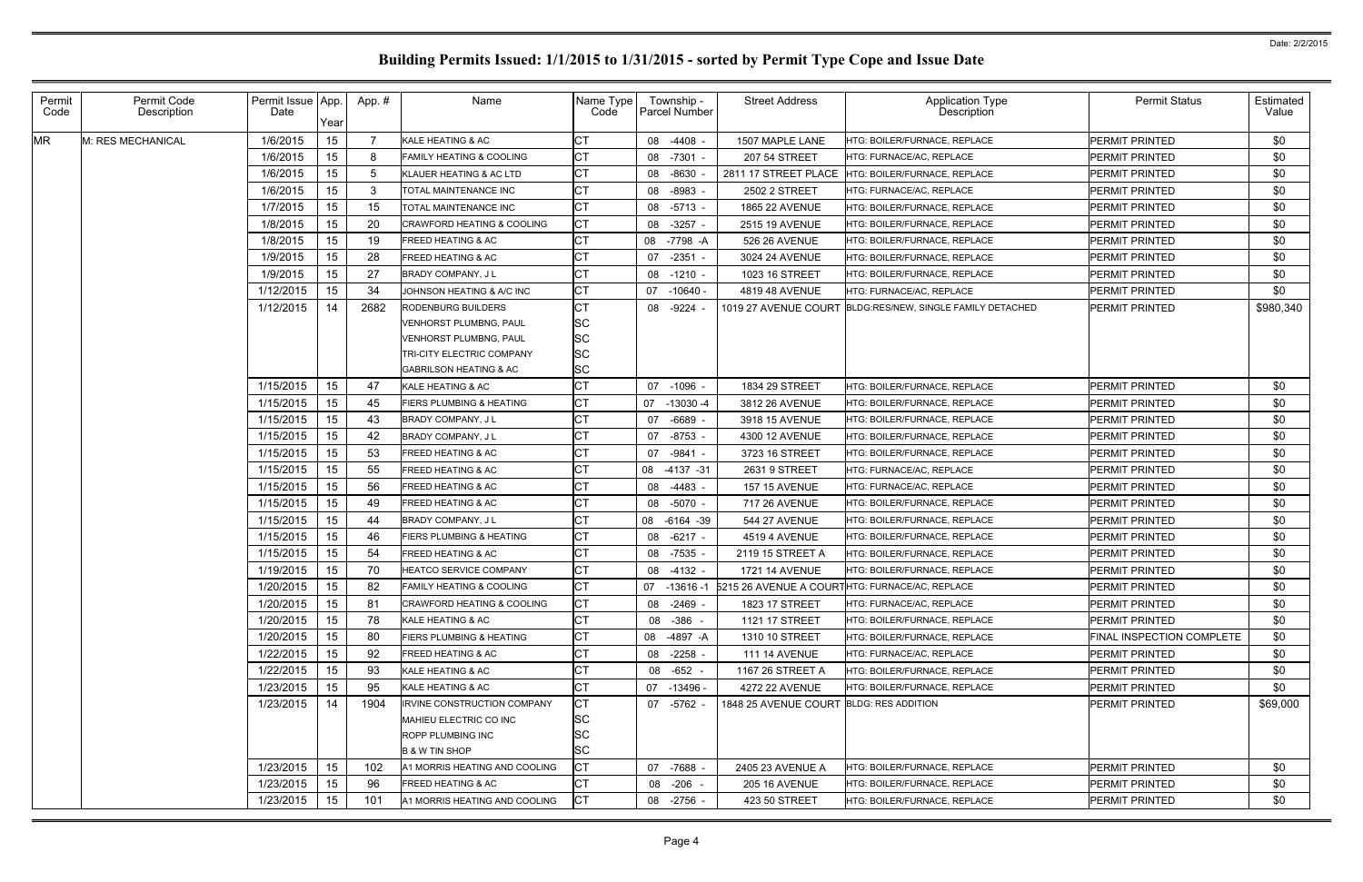# Building Permits Issued: 1/1/2015 to 1/31/2015 - sorted by Permit Type Cope and Issue Date

Date: 2/2/2015

| Permit Code | Permit Code Description | Permit Issue Date | App. Year | App. # | Name | Name Type Code | Township - Parcel Number | Street Address | Application Type Description | Permit Status | Estimated Value |
|---|---|---|---|---|---|---|---|---|---|---|---|
| MR | M: RES MECHANICAL | 1/6/2015 | 15 | 7 | KALE HEATING & AC | CT | 08 -4408 - | 1507 MAPLE LANE | HTG: BOILER/FURNACE, REPLACE | PERMIT PRINTED | $0 |
| | | 1/6/2015 | 15 | 8 | FAMILY HEATING & COOLING | CT | 08 -7301 - | 207 54 STREET | HTG: FURNACE/AC, REPLACE | PERMIT PRINTED | $0 |
| | | 1/6/2015 | 15 | 5 | KLAUER HEATING & AC LTD | CT | 08 -8630 - | 2811 17 STREET PLACE | HTG: BOILER/FURNACE, REPLACE | PERMIT PRINTED | $0 |
| | | 1/6/2015 | 15 | 3 | TOTAL MAINTENANCE INC | CT | 08 -8983 - | 2502 2 STREET | HTG: FURNACE/AC, REPLACE | PERMIT PRINTED | $0 |
| | | 1/7/2015 | 15 | 15 | TOTAL MAINTENANCE INC | CT | 08 -5713 - | 1865 22 AVENUE | HTG: BOILER/FURNACE, REPLACE | PERMIT PRINTED | $0 |
| | | 1/8/2015 | 15 | 20 | CRAWFORD HEATING & COOLING | CT | 08 -3257 - | 2515 19 AVENUE | HTG: BOILER/FURNACE, REPLACE | PERMIT PRINTED | $0 |
| | | 1/8/2015 | 15 | 19 | FREED HEATING & AC | CT | 08 -7798 -A | 526 26 AVENUE | HTG: BOILER/FURNACE, REPLACE | PERMIT PRINTED | $0 |
| | | 1/9/2015 | 15 | 28 | FREED HEATING & AC | CT | 07 -2351 - | 3024 24 AVENUE | HTG: BOILER/FURNACE, REPLACE | PERMIT PRINTED | $0 |
| | | 1/9/2015 | 15 | 27 | BRADY COMPANY, J L | CT | 08 -1210 - | 1023 16 STREET | HTG: BOILER/FURNACE, REPLACE | PERMIT PRINTED | $0 |
| | | 1/12/2015 | 15 | 34 | JOHNSON HEATING & A/C INC | CT | 07 -10640 - | 4819 48 AVENUE | HTG: FURNACE/AC, REPLACE | PERMIT PRINTED | $0 |
| | | 1/12/2015 | 14 | 2682 | RODENBURG BUILDERS | CT | 08 -9224 - | 1019 27 AVENUE COURT | BLDG:RES/NEW, SINGLE FAMILY DETACHED | PERMIT PRINTED | $980,340 |
| | | | | | VENHORST PLUMBNG, PAUL | SC | | | | | |
| | | | | | VENHORST PLUMBNG, PAUL | SC | | | | | |
| | | | | | TRI-CITY ELECTRIC COMPANY | SC | | | | | |
| | | | | | GABRILSON HEATING & AC | SC | | | | | |
| | | 1/15/2015 | 15 | 47 | KALE HEATING & AC | CT | 07 -1096 - | 1834 29 STREET | HTG: BOILER/FURNACE, REPLACE | PERMIT PRINTED | $0 |
| | | 1/15/2015 | 15 | 45 | FIERS PLUMBING & HEATING | CT | 07 -13030 -4 | 3812 26 AVENUE | HTG: BOILER/FURNACE, REPLACE | PERMIT PRINTED | $0 |
| | | 1/15/2015 | 15 | 43 | BRADY COMPANY, J L | CT | 07 -6689 - | 3918 15 AVENUE | HTG: BOILER/FURNACE, REPLACE | PERMIT PRINTED | $0 |
| | | 1/15/2015 | 15 | 42 | BRADY COMPANY, J L | CT | 07 -8753 - | 4300 12 AVENUE | HTG: BOILER/FURNACE, REPLACE | PERMIT PRINTED | $0 |
| | | 1/15/2015 | 15 | 53 | FREED HEATING & AC | CT | 07 -9841 - | 3723 16 STREET | HTG: BOILER/FURNACE, REPLACE | PERMIT PRINTED | $0 |
| | | 1/15/2015 | 15 | 55 | FREED HEATING & AC | CT | 08 -4137 -31 | 2631 9 STREET | HTG: FURNACE/AC, REPLACE | PERMIT PRINTED | $0 |
| | | 1/15/2015 | 15 | 56 | FREED HEATING & AC | CT | 08 -4483 - | 157 15 AVENUE | HTG: FURNACE/AC, REPLACE | PERMIT PRINTED | $0 |
| | | 1/15/2015 | 15 | 49 | FREED HEATING & AC | CT | 08 -5070 - | 717 26 AVENUE | HTG: BOILER/FURNACE, REPLACE | PERMIT PRINTED | $0 |
| | | 1/15/2015 | 15 | 44 | BRADY COMPANY, J L | CT | 08 -6164 -39 | 544 27 AVENUE | HTG: BOILER/FURNACE, REPLACE | PERMIT PRINTED | $0 |
| | | 1/15/2015 | 15 | 46 | FIERS PLUMBING & HEATING | CT | 08 -6217 - | 4519 4 AVENUE | HTG: BOILER/FURNACE, REPLACE | PERMIT PRINTED | $0 |
| | | 1/15/2015 | 15 | 54 | FREED HEATING & AC | CT | 08 -7535 - | 2119 15 STREET A | HTG: BOILER/FURNACE, REPLACE | PERMIT PRINTED | $0 |
| | | 1/19/2015 | 15 | 70 | HEATCO SERVICE COMPANY | CT | 08 -4132 - | 1721 14 AVENUE | HTG: BOILER/FURNACE, REPLACE | PERMIT PRINTED | $0 |
| | | 1/20/2015 | 15 | 82 | FAMILY HEATING & COOLING | CT | 07 -13616 -1 | 5215 26 AVENUE A COURT | HTG: FURNACE/AC, REPLACE | PERMIT PRINTED | $0 |
| | | 1/20/2015 | 15 | 81 | CRAWFORD HEATING & COOLING | CT | 08 -2469 - | 1823 17 STREET | HTG: FURNACE/AC, REPLACE | PERMIT PRINTED | $0 |
| | | 1/20/2015 | 15 | 78 | KALE HEATING & AC | CT | 08 -386 - | 1121 17 STREET | HTG: BOILER/FURNACE, REPLACE | PERMIT PRINTED | $0 |
| | | 1/20/2015 | 15 | 80 | FIERS PLUMBING & HEATING | CT | 08 -4897 -A | 1310 10 STREET | HTG: BOILER/FURNACE, REPLACE | FINAL INSPECTION COMPLETE | $0 |
| | | 1/22/2015 | 15 | 92 | FREED HEATING & AC | CT | 08 -2258 - | 111 14 AVENUE | HTG: FURNACE/AC, REPLACE | PERMIT PRINTED | $0 |
| | | 1/22/2015 | 15 | 93 | KALE HEATING & AC | CT | 08 -652 - | 1167 26 STREET A | HTG: BOILER/FURNACE, REPLACE | PERMIT PRINTED | $0 |
| | | 1/23/2015 | 15 | 95 | KALE HEATING & AC | CT | 07 -13496 - | 4272 22 AVENUE | HTG: BOILER/FURNACE, REPLACE | PERMIT PRINTED | $0 |
| | | 1/23/2015 | 14 | 1904 | IRVINE CONSTRUCTION COMPANY | CT | 07 -5762 - | 1848 25 AVENUE COURT | BLDG: RES ADDITION | PERMIT PRINTED | $69,000 |
| | | | | | MAHIEU ELECTRIC CO INC | SC | | | | | |
| | | | | | ROPP PLUMBING INC | SC | | | | | |
| | | | | | B & W TIN SHOP | SC | | | | | |
| | | 1/23/2015 | 15 | 102 | A1 MORRIS HEATING AND COOLING | CT | 07 -7688 - | 2405 23 AVENUE A | HTG: BOILER/FURNACE, REPLACE | PERMIT PRINTED | $0 |
| | | 1/23/2015 | 15 | 96 | FREED HEATING & AC | CT | 08 -206 - | 205 16 AVENUE | HTG: BOILER/FURNACE, REPLACE | PERMIT PRINTED | $0 |
| | | 1/23/2015 | 15 | 101 | A1 MORRIS HEATING AND COOLING | CT | 08 -2756 - | 423 50 STREET | HTG: BOILER/FURNACE, REPLACE | PERMIT PRINTED | $0 |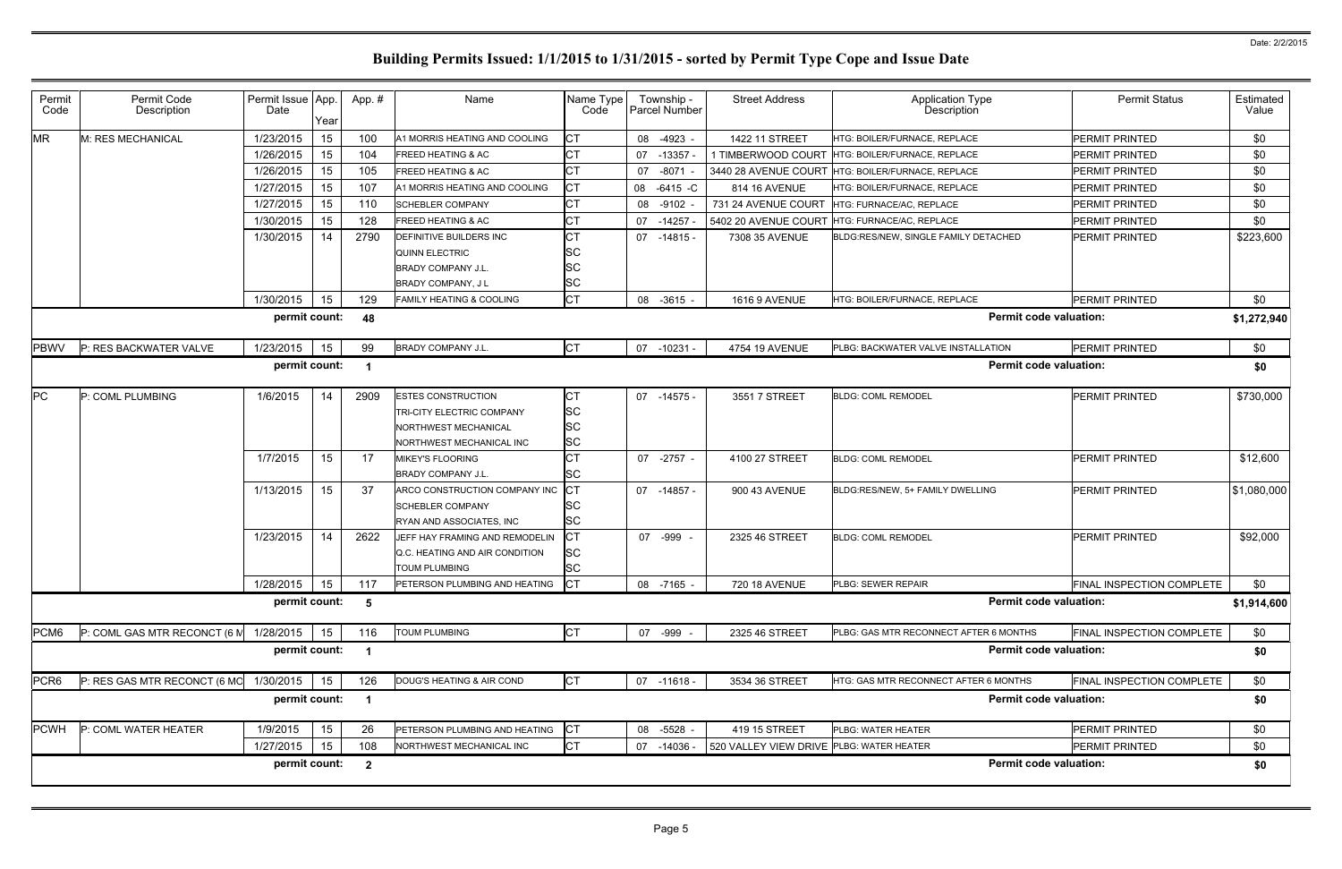# Building Permits Issued: 1/1/2015 to 1/31/2015 - sorted by Permit Type Cope and Issue Date

Date: 2/2/2015

| Permit Code | Permit Code Description | Permit Issue Date | App. Year | App. # | Name | Name Type Code | Township - Parcel Number | Street Address | Application Type Description | Permit Status | Estimated Value |
|---|---|---|---|---|---|---|---|---|---|---|---|
| MR | M: RES MECHANICAL | 1/23/2015 | 15 | 100 | A1 MORRIS HEATING AND COOLING | CT | 08 -4923 - | 1422 11 STREET | HTG: BOILER/FURNACE, REPLACE | PERMIT PRINTED | $0 |
| | | 1/26/2015 | 15 | 104 | FREED HEATING & AC | CT | 07 -13357 - | 1 TIMBERWOOD COURT | HTG: BOILER/FURNACE, REPLACE | PERMIT PRINTED | $0 |
| | | 1/26/2015 | 15 | 105 | FREED HEATING & AC | CT | 07 -8071 - | 3440 28 AVENUE COURT | HTG: BOILER/FURNACE, REPLACE | PERMIT PRINTED | $0 |
| | | 1/27/2015 | 15 | 107 | A1 MORRIS HEATING AND COOLING | CT | 08 -6415 -C | 814 16 AVENUE | HTG: BOILER/FURNACE, REPLACE | PERMIT PRINTED | $0 |
| | | 1/27/2015 | 15 | 110 | SCHEBLER COMPANY | CT | 08 -9102 - | 731 24 AVENUE COURT | HTG: FURNACE/AC, REPLACE | PERMIT PRINTED | $0 |
| | | 1/30/2015 | 15 | 128 | FREED HEATING & AC | CT | 07 -14257 - | 5402 20 AVENUE COURT | HTG: FURNACE/AC, REPLACE | PERMIT PRINTED | $0 |
| | | 1/30/2015 | 14 | 2790 | DEFINITIVE BUILDERS INC | CT | 07 -14815 - | 7308 35 AVENUE | BLDG:RES/NEW, SINGLE FAMILY DETACHED | PERMIT PRINTED | $223,600 |
| | | | | | QUINN ELECTRIC | SC | | | | | |
| | | | | | BRADY COMPANY J.L. | SC | | | | | |
| | | | | | BRADY COMPANY, J L | SC | | | | | |
| | | 1/30/2015 | 15 | 129 | FAMILY HEATING & COOLING | CT | 08 -3615 - | 1616 9 AVENUE | HTG: BOILER/FURNACE, REPLACE | PERMIT PRINTED | $0 |
| | | permit count: | | 48 | | | | | Permit code valuation: | | $1,272,940 |
| PBWV | P: RES BACKWATER VALVE | 1/23/2015 | 15 | 99 | BRADY COMPANY J.L. | CT | 07 -10231 - | 4754 19 AVENUE | PLBG: BACKWATER VALVE INSTALLATION | PERMIT PRINTED | $0 |
| | | permit count: | | 1 | | | | | Permit code valuation: | | $0 |
| PC | P: COML PLUMBING | 1/6/2015 | 14 | 2909 | ESTES CONSTRUCTION | CT | 07 -14575 - | 3551 7 STREET | BLDG: COML REMODEL | PERMIT PRINTED | $730,000 |
| | | | | | TRI-CITY ELECTRIC COMPANY | SC | | | | | |
| | | | | | NORTHWEST MECHANICAL | SC | | | | | |
| | | | | | NORTHWEST MECHANICAL INC | SC | | | | | |
| | | 1/7/2015 | 15 | 17 | MIKEY'S FLOORING | CT | 07 -2757 - | 4100 27 STREET | BLDG: COML REMODEL | PERMIT PRINTED | $12,600 |
| | | | | | BRADY COMPANY J.L. | SC | | | | | |
| | | 1/13/2015 | 15 | 37 | ARCO CONSTRUCTION COMPANY INC | CT | 07 -14857 - | 900 43 AVENUE | BLDG:RES/NEW, 5+ FAMILY DWELLING | PERMIT PRINTED | $1,080,000 |
| | | | | | SCHEBLER COMPANY | SC | | | | | |
| | | | | | RYAN AND ASSOCIATES, INC | SC | | | | | |
| | | 1/23/2015 | 14 | 2622 | JEFF HAY FRAMING AND REMODELIN | CT | 07 -999 - | 2325 46 STREET | BLDG: COML REMODEL | PERMIT PRINTED | $92,000 |
| | | | | | Q.C. HEATING AND AIR CONDITION | SC | | | | | |
| | | | | | TOUM PLUMBING | SC | | | | | |
| | | 1/28/2015 | 15 | 117 | PETERSON PLUMBING AND HEATING | CT | 08 -7165 - | 720 18 AVENUE | PLBG: SEWER REPAIR | FINAL INSPECTION COMPLETE | $0 |
| | | permit count: | | 5 | | | | | Permit code valuation: | | $1,914,600 |
| PCM6 | P: COML GAS MTR RECONCT (6 M | 1/28/2015 | 15 | 116 | TOUM PLUMBING | CT | 07 -999 - | 2325 46 STREET | PLBG: GAS MTR RECONNECT AFTER 6 MONTHS | FINAL INSPECTION COMPLETE | $0 |
| | | permit count: | | 1 | | | | | Permit code valuation: | | $0 |
| PCR6 | P: RES GAS MTR RECONCT (6 MO | 1/30/2015 | 15 | 126 | DOUG'S HEATING & AIR COND | CT | 07 -11618 - | 3534 36 STREET | HTG: GAS MTR RECONNECT AFTER 6 MONTHS | FINAL INSPECTION COMPLETE | $0 |
| | | permit count: | | 1 | | | | | Permit code valuation: | | $0 |
| PCWH | P: COML WATER HEATER | 1/9/2015 | 15 | 26 | PETERSON PLUMBING AND HEATING | CT | 08 -5528 - | 419 15 STREET | PLBG: WATER HEATER | PERMIT PRINTED | $0 |
| | | 1/27/2015 | 15 | 108 | NORTHWEST MECHANICAL INC | CT | 07 -14036 - | 520 VALLEY VIEW DRIVE | PLBG: WATER HEATER | PERMIT PRINTED | $0 |
| | | permit count: | | 2 | | | | | Permit code valuation: | | $0 |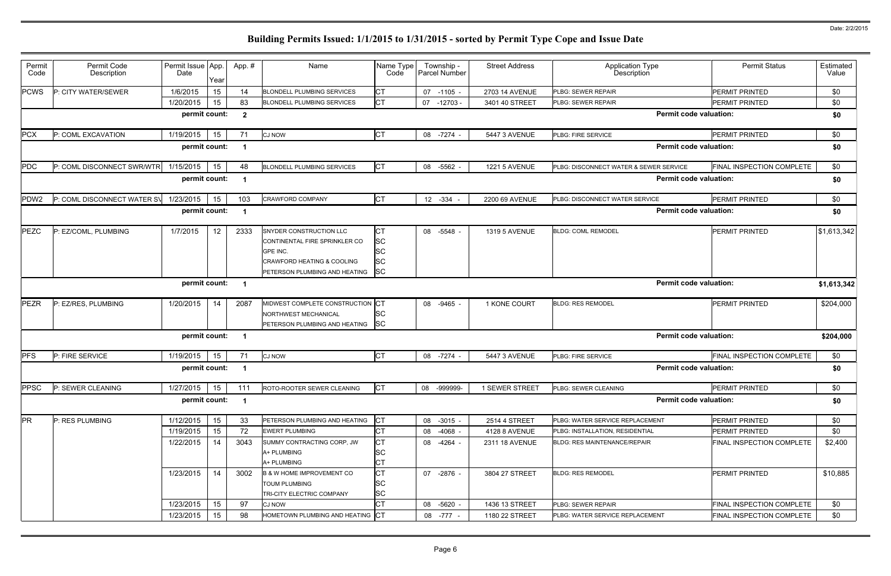# Building Permits Issued: 1/1/2015 to 1/31/2015 - sorted by Permit Type Cope and Issue Date

| Permit Code | Permit Code Description | Permit Issue Date | App. Year | App. # | Name | Name Type Code | Township - Parcel Number | Street Address | Application Type Description | Permit Status | Estimated Value |
|---|---|---|---|---|---|---|---|---|---|---|---|
| PCWS | P: CITY WATER/SEWER | 1/6/2015 | 15 | 14 | BLONDELL PLUMBING SERVICES | CT | 07 -1105 - | 2703 14 AVENUE | PLBG: SEWER REPAIR | PERMIT PRINTED | $0 |
| | | 1/20/2015 | 15 | 83 | BLONDELL PLUMBING SERVICES | CT | 07 -12703 - | 3401 40 STREET | PLBG: SEWER REPAIR | PERMIT PRINTED | $0 |
| | | permit count: | | 2 | | | | | Permit code valuation: | | $0 |
| PCX | P: COML EXCAVATION | 1/19/2015 | 15 | 71 | CJ NOW | CT | 08 -7274 - | 5447 3 AVENUE | PLBG: FIRE SERVICE | PERMIT PRINTED | $0 |
| | | permit count: | | 1 | | | | | Permit code valuation: | | $0 |
| PDC | P: COML DISCONNECT SWR/WTR | 1/15/2015 | 15 | 48 | BLONDELL PLUMBING SERVICES | CT | 08 -5562 - | 1221 5 AVENUE | PLBG: DISCONNECT WATER & SEWER SERVICE | FINAL INSPECTION COMPLETE | $0 |
| | | permit count: | | 1 | | | | | Permit code valuation: | | $0 |
| PDW2 | P: COML DISCONNECT WATER SV | 1/23/2015 | 15 | 103 | CRAWFORD COMPANY | CT | 12 -334 - | 2200 69 AVENUE | PLBG: DISCONNECT WATER SERVICE | PERMIT PRINTED | $0 |
| | | permit count: | | 1 | | | | | Permit code valuation: | | $0 |
| PEZC | P: EZ/COML, PLUMBING | 1/7/2015 | 12 | 2333 | SNYDER CONSTRUCTION LLC | CT | 08 -5548 - | 1319 5 AVENUE | BLDG: COML REMODEL | PERMIT PRINTED | $1,613,342 |
| | | | | | CONTINENTAL FIRE SPRINKLER CO | SC | | | | | |
| | | | | | GPE INC. | SC | | | | | |
| | | | | | CRAWFORD HEATING & COOLING | SC | | | | | |
| | | | | | PETERSON PLUMBING AND HEATING | SC | | | | | |
| | | permit count: | | 1 | | | | | Permit code valuation: | | $1,613,342 |
| PEZR | P: EZ/RES, PLUMBING | 1/20/2015 | 14 | 2087 | MIDWEST COMPLETE CONSTRUCTION | CT | 08 -9465 - | 1 KONE COURT | BLDG: RES REMODEL | PERMIT PRINTED | $204,000 |
| | | | | | NORTHWEST MECHANICAL | SC | | | | | |
| | | | | | PETERSON PLUMBING AND HEATING | SC | | | | | |
| | | permit count: | | 1 | | | | | Permit code valuation: | | $204,000 |
| PFS | P: FIRE SERVICE | 1/19/2015 | 15 | 71 | CJ NOW | CT | 08 -7274 - | 5447 3 AVENUE | PLBG: FIRE SERVICE | FINAL INSPECTION COMPLETE | $0 |
| | | permit count: | | 1 | | | | | Permit code valuation: | | $0 |
| PPSC | P: SEWER CLEANING | 1/27/2015 | 15 | 111 | ROTO-ROOTER SEWER CLEANING | CT | 08 -999999- | 1 SEWER STREET | PLBG: SEWER CLEANING | PERMIT PRINTED | $0 |
| | | permit count: | | 1 | | | | | Permit code valuation: | | $0 |
| PR | P: RES PLUMBING | 1/12/2015 | 15 | 33 | PETERSON PLUMBING AND HEATING | CT | 08 -3015 - | 2514 4 STREET | PLBG: WATER SERVICE REPLACEMENT | PERMIT PRINTED | $0 |
| | | 1/19/2015 | 15 | 72 | EWERT PLUMBING | CT | 08 -4068 - | 4128 8 AVENUE | PLBG: INSTALLATION, RESIDENTIAL | PERMIT PRINTED | $0 |
| | | 1/22/2015 | 14 | 3043 | SUMMY CONTRACTING CORP, JW | CT | 08 -4264 - | 2311 18 AVENUE | BLDG: RES MAINTENANCE/REPAIR | FINAL INSPECTION COMPLETE | $2,400 |
| | | | | | A+ PLUMBING | SC | | | | | |
| | | | | | A+ PLUMBING | CT | | | | | |
| | | 1/23/2015 | 14 | 3002 | B & W HOME IMPROVEMENT CO | CT | 07 -2876 - | 3804 27 STREET | BLDG: RES REMODEL | PERMIT PRINTED | $10,885 |
| | | | | | TOUM PLUMBING | SC | | | | | |
| | | | | | TRI-CITY ELECTRIC COMPANY | SC | | | | | |
| | | 1/23/2015 | 15 | 97 | CJ NOW | CT | 08 -5620 - | 1436 13 STREET | PLBG: SEWER REPAIR | FINAL INSPECTION COMPLETE | $0 |
| | | 1/23/2015 | 15 | 98 | HOMETOWN PLUMBING AND HEATING | CT | 08 -777 - | 1180 22 STREET | PLBG: WATER SERVICE REPLACEMENT | FINAL INSPECTION COMPLETE | $0 |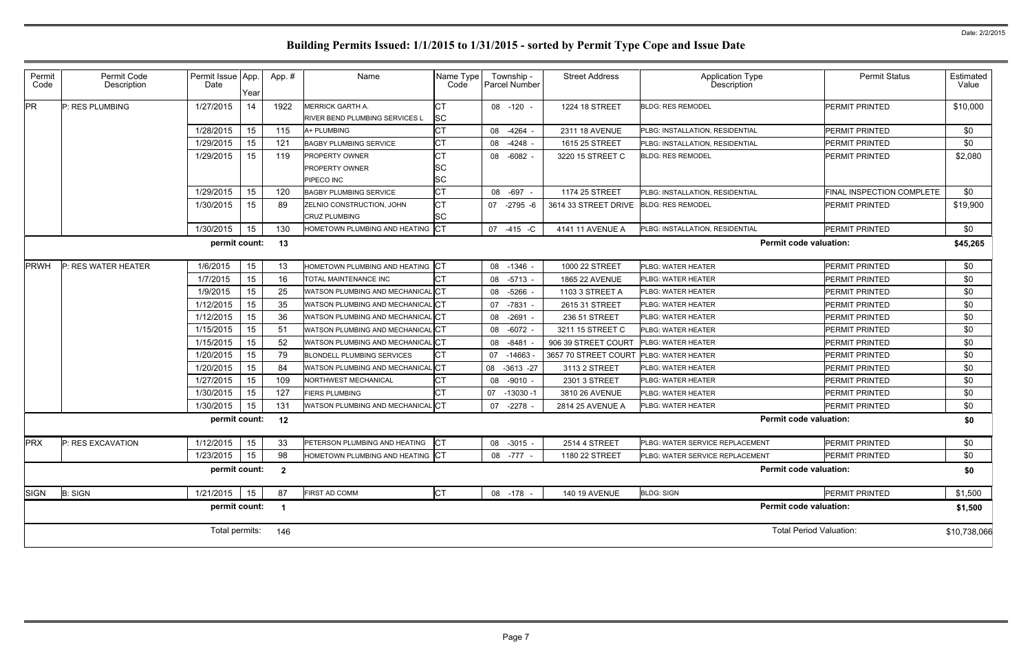# Building Permits Issued: 1/1/2015 to 1/31/2015 - sorted by Permit Type Cope and Issue Date

Date: 2/2/2015

| Permit Code | Permit Code Description | Permit Issue Date | App. Year | App. # | Name | Name Type Code | Township - Parcel Number | Street Address | Application Type Description | Permit Status | Estimated Value |
|---|---|---|---|---|---|---|---|---|---|---|---|
| PR | P: RES PLUMBING | 1/27/2015 | 14 | 1922 | MERRICK GARTH A. | CT | 08 -120 - | 1224 18 STREET | BLDG: RES REMODEL | PERMIT PRINTED | $10,000 |
| | | | | | RIVER BEND PLUMBING SERVICES L | SC | | | | | |
| | | 1/28/2015 | 15 | 115 | A+ PLUMBING | CT | 08 -4264 - | 2311 18 AVENUE | PLBG: INSTALLATION, RESIDENTIAL | PERMIT PRINTED | $0 |
| | | 1/29/2015 | 15 | 121 | BAGBY PLUMBING SERVICE | CT | 08 -4248 - | 1615 25 STREET | PLBG: INSTALLATION, RESIDENTIAL | PERMIT PRINTED | $0 |
| | | 1/29/2015 | 15 | 119 | PROPERTY OWNER | CT | 08 -6082 - | 3220 15 STREET C | BLDG: RES REMODEL | PERMIT PRINTED | $2,080 |
| | | | | | PROPERTY OWNER | SC | | | | | |
| | | | | | PIPECO INC | SC | | | | | |
| | | 1/29/2015 | 15 | 120 | BAGBY PLUMBING SERVICE | CT | 08 -697 - | 1174 25 STREET | PLBG: INSTALLATION, RESIDENTIAL | FINAL INSPECTION COMPLETE | $0 |
| | | 1/30/2015 | 15 | 89 | ZELNIO CONSTRUCTION, JOHN | CT | 07 -2795 -6 | 3614 33 STREET DRIVE | BLDG: RES REMODEL | PERMIT PRINTED | $19,900 |
| | | | | | CRUZ PLUMBING | SC | | | | | |
| | | 1/30/2015 | 15 | 130 | HOMETOWN PLUMBING AND HEATING | CT | 07 -415 -C | 4141 11 AVENUE A | PLBG: INSTALLATION, RESIDENTIAL | PERMIT PRINTED | $0 |
| | | **permit count:** | | **13** | | | | | **Permit code valuation:** | | **$45,265** |
| PRWH | P: RES WATER HEATER | 1/6/2015 | 15 | 13 | HOMETOWN PLUMBING AND HEATING | CT | 08 -1346 - | 1000 22 STREET | PLBG: WATER HEATER | PERMIT PRINTED | $0 |
| | | 1/7/2015 | 15 | 16 | TOTAL MAINTENANCE INC | CT | 08 -5713 - | 1865 22 AVENUE | PLBG: WATER HEATER | PERMIT PRINTED | $0 |
| | | 1/9/2015 | 15 | 25 | WATSON PLUMBING AND MECHANICAL | CT | 08 -5266 - | 1103 3 STREET A | PLBG: WATER HEATER | PERMIT PRINTED | $0 |
| | | 1/12/2015 | 15 | 35 | WATSON PLUMBING AND MECHANICAL | CT | 07 -7831 - | 2615 31 STREET | PLBG: WATER HEATER | PERMIT PRINTED | $0 |
| | | 1/12/2015 | 15 | 36 | WATSON PLUMBING AND MECHANICAL | CT | 08 -2691 - | 236 51 STREET | PLBG: WATER HEATER | PERMIT PRINTED | $0 |
| | | 1/15/2015 | 15 | 51 | WATSON PLUMBING AND MECHANICAL | CT | 08 -6072 - | 3211 15 STREET C | PLBG: WATER HEATER | PERMIT PRINTED | $0 |
| | | 1/15/2015 | 15 | 52 | WATSON PLUMBING AND MECHANICAL | CT | 08 -8481 - | 906 39 STREET COURT | PLBG: WATER HEATER | PERMIT PRINTED | $0 |
| | | 1/20/2015 | 15 | 79 | BLONDELL PLUMBING SERVICES | CT | 07 -14663 - | 3657 70 STREET COURT | PLBG: WATER HEATER | PERMIT PRINTED | $0 |
| | | 1/20/2015 | 15 | 84 | WATSON PLUMBING AND MECHANICAL | CT | 08 -3613 -27 | 3113 2 STREET | PLBG: WATER HEATER | PERMIT PRINTED | $0 |
| | | 1/27/2015 | 15 | 109 | NORTHWEST MECHANICAL | CT | 08 -9010 - | 2301 3 STREET | PLBG: WATER HEATER | PERMIT PRINTED | $0 |
| | | 1/30/2015 | 15 | 127 | FIERS PLUMBING | CT | 07 -13030 -1 | 3810 26 AVENUE | PLBG: WATER HEATER | PERMIT PRINTED | $0 |
| | | 1/30/2015 | 15 | 131 | WATSON PLUMBING AND MECHANICAL | CT | 07 -2278 - | 2814 25 AVENUE A | PLBG: WATER HEATER | PERMIT PRINTED | $0 |
| | | **permit count:** | | **12** | | | | | **Permit code valuation:** | | **$0** |
| PRX | P: RES EXCAVATION | 1/12/2015 | 15 | 33 | PETERSON PLUMBING AND HEATING | CT | 08 -3015 - | 2514 4 STREET | PLBG: WATER SERVICE REPLACEMENT | PERMIT PRINTED | $0 |
| | | 1/23/2015 | 15 | 98 | HOMETOWN PLUMBING AND HEATING | CT | 08 -777 - | 1180 22 STREET | PLBG: WATER SERVICE REPLACEMENT | PERMIT PRINTED | $0 |
| | | **permit count:** | | **2** | | | | | **Permit code valuation:** | | **$0** |
| SIGN | B: SIGN | 1/21/2015 | 15 | 87 | FIRST AD COMM | CT | 08 -178 - | 140 19 AVENUE | BLDG: SIGN | PERMIT PRINTED | $1,500 |
| | | **permit count:** | | **1** | | | | | **Permit code valuation:** | | **$1,500** |
| | | **Total permits:** | | **146** | | | | | **Total Period Valuation:** | | **$10,738,066** |